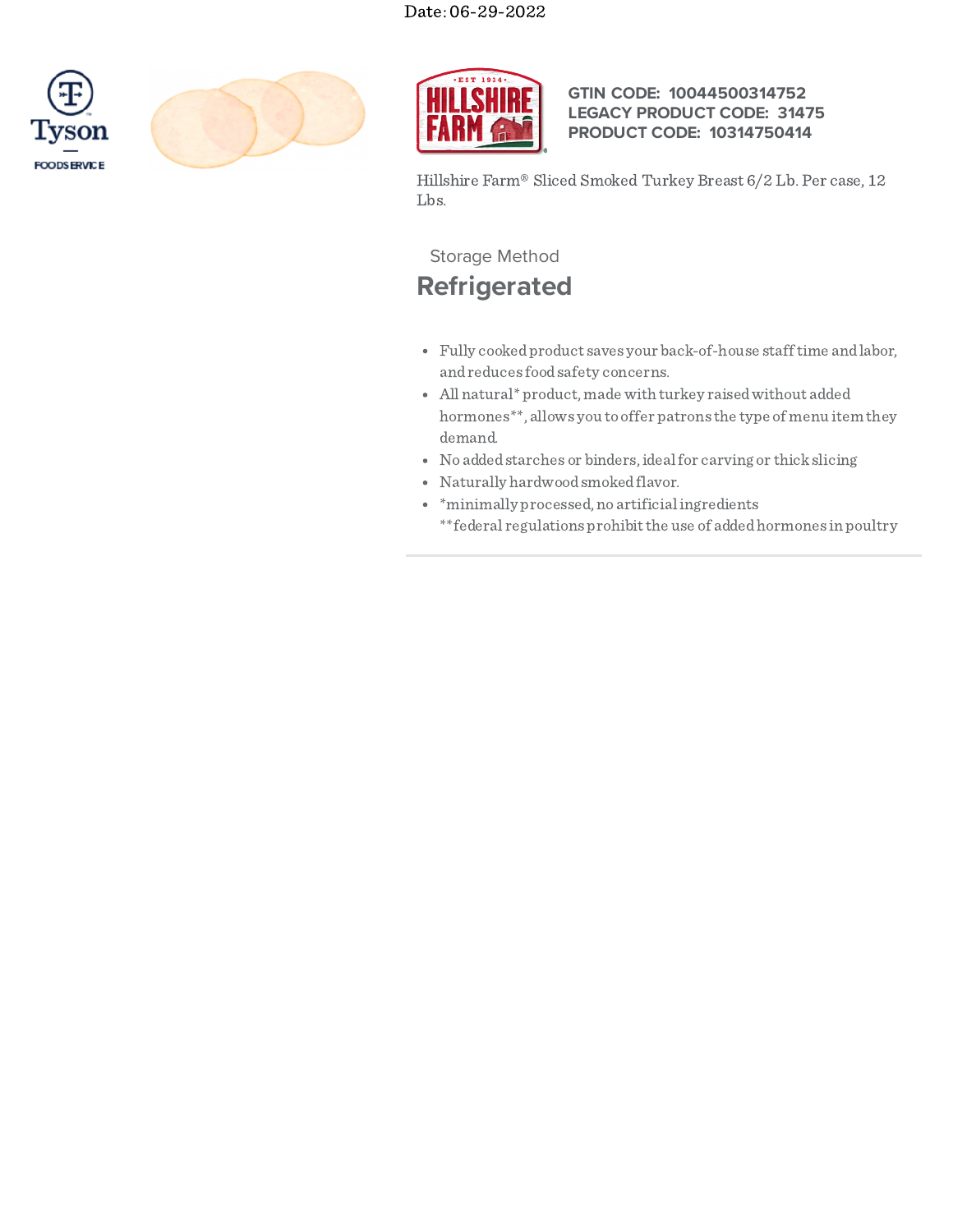Date: 06-29-2022

Tyson FOODSERVICE

HILLSHIRE FARM

**GTIN CODE: 10044500314752**
**LEGACY PRODUCT CODE: 31475**
**PRODUCT CODE: 10314750414**

Hillshire Farm® Sliced Smoked Turkey Breast 6/2 Lb. Per case, 12 Lbs.

Storage Method

## Refrigerated

- Fully cooked product saves your back-of-house staff time and labor, and reduces food safety concerns.
- All natural* product, made with turkey raised without added hormones**, allows you to offer patrons the type of menu item they demand.
- No added starches or binders, ideal for carving or thick slicing
- Naturally hardwood smoked flavor.
- *minimally processed, no artificial ingredients
  **federal regulations prohibit the use of added hormones in poultry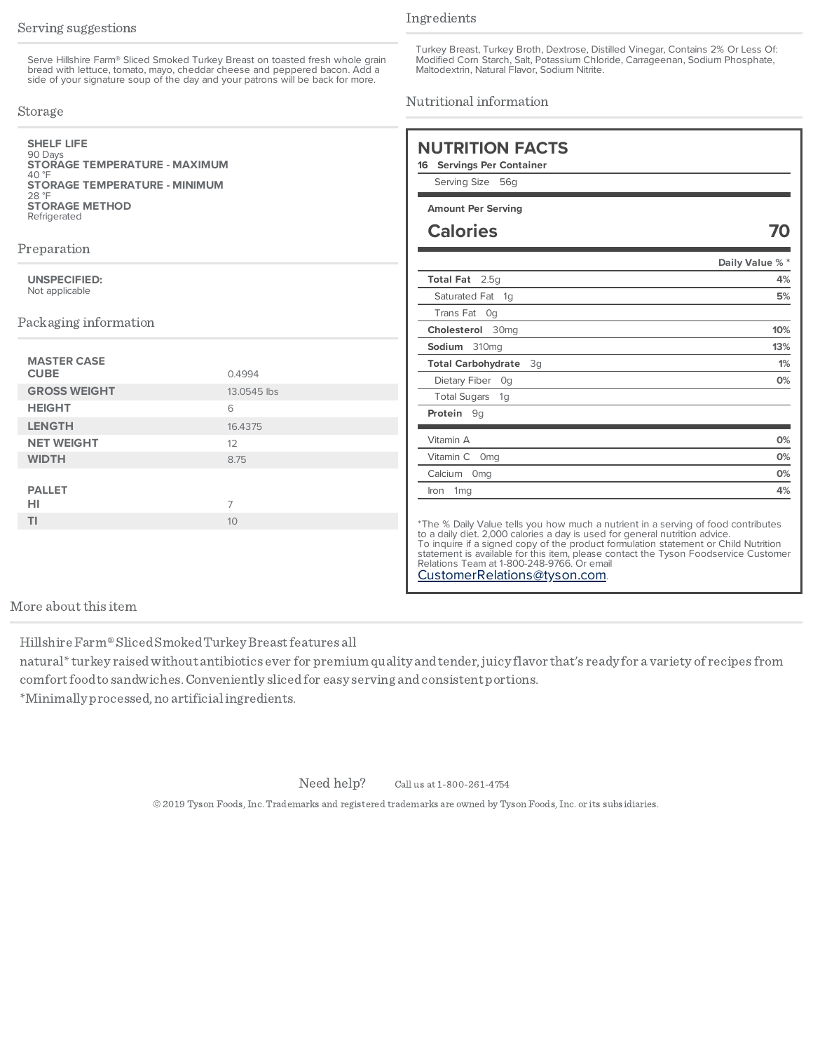## Serving suggestions

Serve Hillshire Farm® Sliced Smoked Turkey Breast on toasted fresh whole grain bread with lettuce, tomato, mayo, cheddar cheese and peppered bacon. Add a side of your signature soup of the day and your patrons will be back for more.

## Storage

**SHELF LIFE**
90 Days
**STORAGE TEMPERATURE - MAXIMUM**
40 °F
**STORAGE TEMPERATURE - MINIMUM**
28 °F
**STORAGE METHOD**
Refrigerated

## Preparation

**UNSPECIFIED:**
Not applicable

## Packaging information

| | |
|---|---|
| **MASTER CASE** | |
| **CUBE** | 0.4994 |
| **GROSS WEIGHT** | 13.0545 lbs |
| **HEIGHT** | 6 |
| **LENGTH** | 16.4375 |
| **NET WEIGHT** | 12 |
| **WIDTH** | 8.75 |

| | |
|---|---|
| **PALLET** | |
| **HI** | 7 |
| **TI** | 10 |

## Ingredients

Turkey Breast, Turkey Broth, Dextrose, Distilled Vinegar, Contains 2% Or Less Of: Modified Corn Starch, Salt, Potassium Chloride, Carrageenan, Sodium Phosphate, Maltodextrin, Natural Flavor, Sodium Nitrite.

## Nutritional information

### NUTRITION FACTS

**16 Servings Per Container**
Serving Size 56g

**Amount Per Serving**

**Calories** **70**

| | Daily Value % * |
|---|---|
| **Total Fat** 2.5g | **4%** |
| Saturated Fat 1g | **5%** |
| Trans Fat 0g | |
| **Cholesterol** 30mg | **10%** |
| **Sodium** 310mg | **13%** |
| **Total Carbohydrate** 3g | **1%** |
| Dietary Fiber 0g | **0%** |
| Total Sugars 1g | |
| **Protein** 9g | |
| Vitamin A | **0%** |
| Vitamin C 0mg | **0%** |
| Calcium 0mg | **0%** |
| Iron 1mg | **4%** |

*The % Daily Value tells you how much a nutrient in a serving of food contributes to a daily diet. 2,000 calories a day is used for general nutrition advice.
To inquire if a signed copy of the product formulation statement or Child Nutrition statement is available for this item, please contact the Tyson Foodservice Customer Relations Team at 1-800-248-9766. Or email CustomerRelations@tyson.com.

## More about this item

Hillshire Farm® Sliced Smoked Turkey Breast features all natural* turkey raised without antibiotics ever for premium quality and tender, juicy flavor that's ready for a variety of recipes from comfort food to sandwiches. Conveniently sliced for easy serving and consistent portions.
*Minimally processed, no artificial ingredients.

Need help? Call us at 1-800-261-4754

© 2019 Tyson Foods, Inc. Trademarks and registered trademarks are owned by Tyson Foods, Inc. or its subsidiaries.